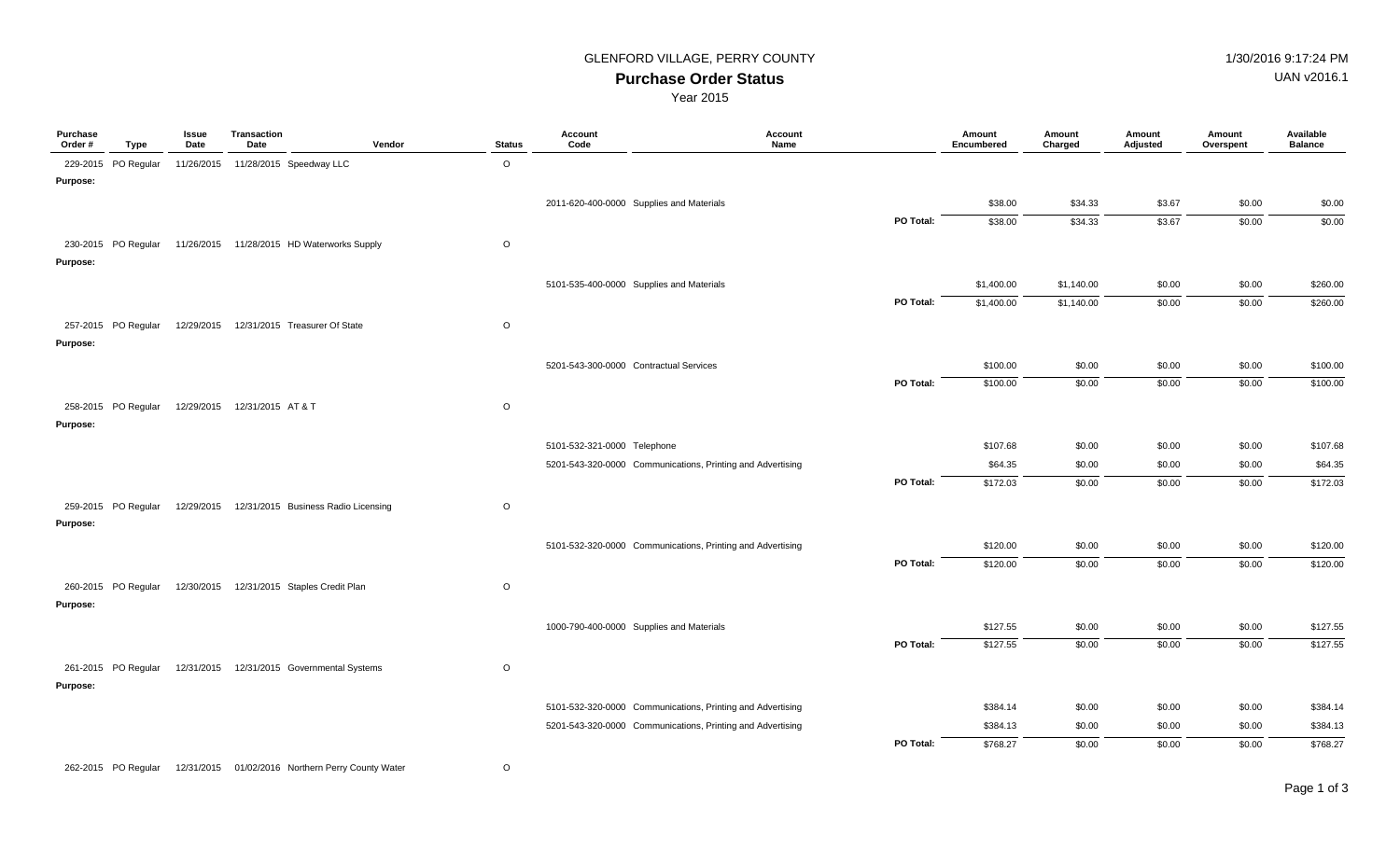# GLENFORD VILLAGE, PERRY COUNTY

## Purchase Order Status

Year 2015

1/30/2016 9:17:24 PM
UAN v2016.1

| Purchase Order # | Type | Issue Date | Transaction Date | Vendor | Status | Account Code | Account Name | | Amount Encumbered | Amount Charged | Amount Adjusted | Amount Overspent | Available Balance |
|---|---|---|---|---|---|---|---|---|---|---|---|---|---|
| 229-2015 | PO Regular | 11/26/2015 | 11/28/2015 | Speedway LLC | O | | | | | | | | |
| Purpose: | | | | | | | | | | | | | |
| | | | | | | 2011-620-400-0000 | Supplies and Materials | | $38.00 | $34.33 | $3.67 | $0.00 | $0.00 |
| | | | | | | | | PO Total: | $38.00 | $34.33 | $3.67 | $0.00 | $0.00 |
| 230-2015 | PO Regular | 11/26/2015 | 11/28/2015 | HD Waterworks Supply | O | | | | | | | | |
| Purpose: | | | | | | | | | | | | | |
| | | | | | | 5101-535-400-0000 | Supplies and Materials | | $1,400.00 | $1,140.00 | $0.00 | $0.00 | $260.00 |
| | | | | | | | | PO Total: | $1,400.00 | $1,140.00 | $0.00 | $0.00 | $260.00 |
| 257-2015 | PO Regular | 12/29/2015 | 12/31/2015 | Treasurer Of State | O | | | | | | | | |
| Purpose: | | | | | | | | | | | | | |
| | | | | | | 5201-543-300-0000 | Contractual Services | | $100.00 | $0.00 | $0.00 | $0.00 | $100.00 |
| | | | | | | | | PO Total: | $100.00 | $0.00 | $0.00 | $0.00 | $100.00 |
| 258-2015 | PO Regular | 12/29/2015 | 12/31/2015 | AT & T | O | | | | | | | | |
| Purpose: | | | | | | | | | | | | | |
| | | | | | | 5101-532-321-0000 | Telephone | | $107.68 | $0.00 | $0.00 | $0.00 | $107.68 |
| | | | | | | 5201-543-320-0000 | Communications, Printing and Advertising | | $64.35 | $0.00 | $0.00 | $0.00 | $64.35 |
| | | | | | | | | PO Total: | $172.03 | $0.00 | $0.00 | $0.00 | $172.03 |
| 259-2015 | PO Regular | 12/29/2015 | 12/31/2015 | Business Radio Licensing | O | | | | | | | | |
| Purpose: | | | | | | | | | | | | | |
| | | | | | | 5101-532-320-0000 | Communications, Printing and Advertising | | $120.00 | $0.00 | $0.00 | $0.00 | $120.00 |
| | | | | | | | | PO Total: | $120.00 | $0.00 | $0.00 | $0.00 | $120.00 |
| 260-2015 | PO Regular | 12/30/2015 | 12/31/2015 | Staples Credit Plan | O | | | | | | | | |
| Purpose: | | | | | | | | | | | | | |
| | | | | | | 1000-790-400-0000 | Supplies and Materials | | $127.55 | $0.00 | $0.00 | $0.00 | $127.55 |
| | | | | | | | | PO Total: | $127.55 | $0.00 | $0.00 | $0.00 | $127.55 |
| 261-2015 | PO Regular | 12/31/2015 | 12/31/2015 | Governmental Systems | O | | | | | | | | |
| Purpose: | | | | | | | | | | | | | |
| | | | | | | 5101-532-320-0000 | Communications, Printing and Advertising | | $384.14 | $0.00 | $0.00 | $0.00 | $384.14 |
| | | | | | | 5201-543-320-0000 | Communications, Printing and Advertising | | $384.13 | $0.00 | $0.00 | $0.00 | $384.13 |
| | | | | | | | | PO Total: | $768.27 | $0.00 | $0.00 | $0.00 | $768.27 |
| 262-2015 | PO Regular | 12/31/2015 | 01/02/2016 | Northern Perry County Water | O | | | | | | | | |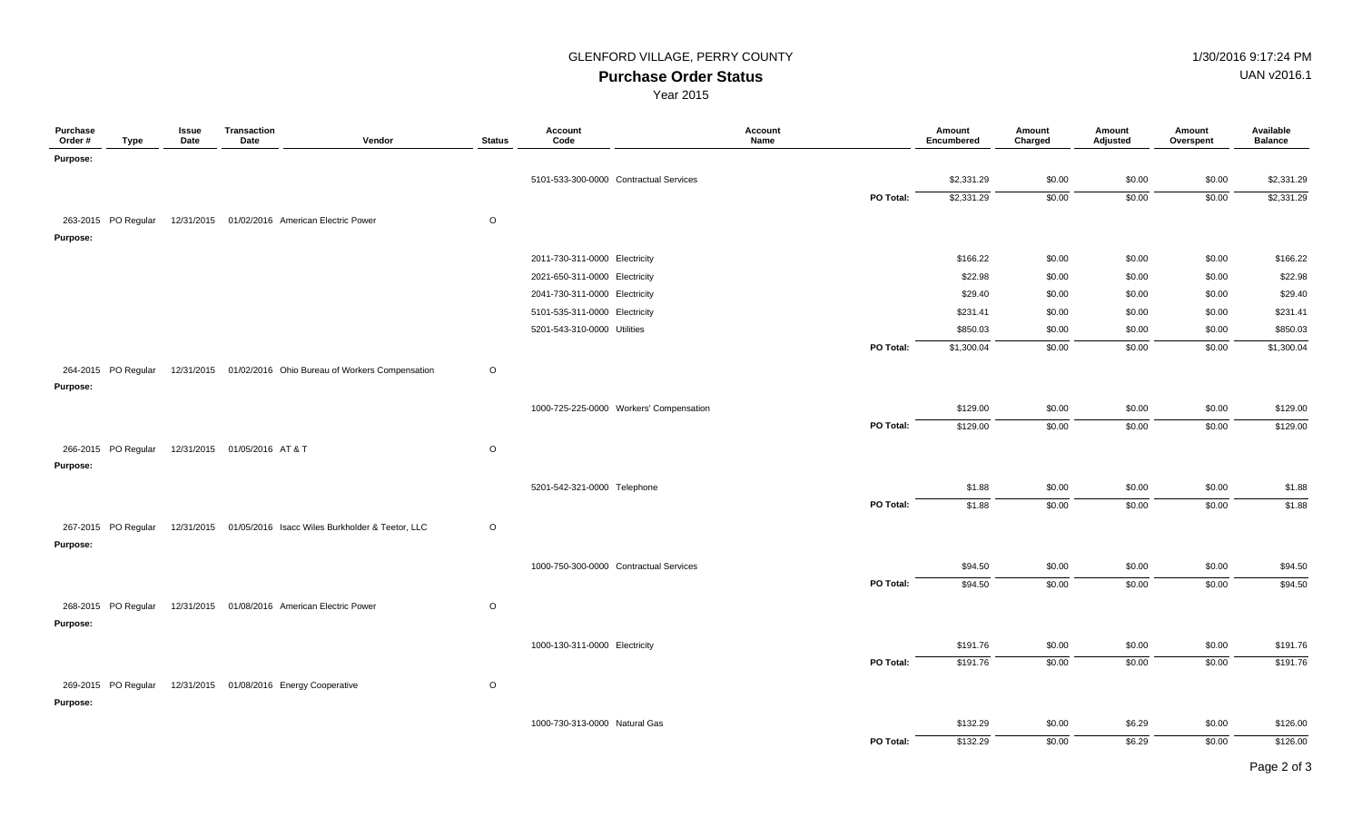GLENFORD VILLAGE, PERRY COUNTY

1/30/2016 9:17:24 PM

UAN v2016.1

## Purchase Order Status

Year 2015

| Purchase Order # | Type | Issue Date | Transaction Date | Vendor | Status | Account Code | Account Name | | Amount Encumbered | Amount Charged | Amount Adjusted | Amount Overspent | Available Balance |
|---|---|---|---|---|---|---|---|---|---|---|---|---|---|
| Purpose: | | | | | | | | | | | | | |
| | | | | | | 5101-533-300-0000 | Contractual Services | | $2,331.29 | $0.00 | $0.00 | $0.00 | $2,331.29 |
| | | | | | | | | PO Total: | $2,331.29 | $0.00 | $0.00 | $0.00 | $2,331.29 |
| 263-2015 | PO Regular | 12/31/2015 | 01/02/2016 | American Electric Power | O | | | | | | | | |
| Purpose: | | | | | | | | | | | | | |
| | | | | | | 2011-730-311-0000 | Electricity | | $166.22 | $0.00 | $0.00 | $0.00 | $166.22 |
| | | | | | | 2021-650-311-0000 | Electricity | | $22.98 | $0.00 | $0.00 | $0.00 | $22.98 |
| | | | | | | 2041-730-311-0000 | Electricity | | $29.40 | $0.00 | $0.00 | $0.00 | $29.40 |
| | | | | | | 5101-535-311-0000 | Electricity | | $231.41 | $0.00 | $0.00 | $0.00 | $231.41 |
| | | | | | | 5201-543-310-0000 | Utilities | | $850.03 | $0.00 | $0.00 | $0.00 | $850.03 |
| | | | | | | | | PO Total: | $1,300.04 | $0.00 | $0.00 | $0.00 | $1,300.04 |
| 264-2015 | PO Regular | 12/31/2015 | 01/02/2016 | Ohio Bureau of Workers Compensation | O | | | | | | | | |
| Purpose: | | | | | | | | | | | | | |
| | | | | | | 1000-725-225-0000 | Workers' Compensation | | $129.00 | $0.00 | $0.00 | $0.00 | $129.00 |
| | | | | | | | | PO Total: | $129.00 | $0.00 | $0.00 | $0.00 | $129.00 |
| 266-2015 | PO Regular | 12/31/2015 | 01/05/2016 | AT & T | O | | | | | | | | |
| Purpose: | | | | | | | | | | | | | |
| | | | | | | 5201-542-321-0000 | Telephone | | $1.88 | $0.00 | $0.00 | $0.00 | $1.88 |
| | | | | | | | | PO Total: | $1.88 | $0.00 | $0.00 | $0.00 | $1.88 |
| 267-2015 | PO Regular | 12/31/2015 | 01/05/2016 | Isacc Wiles Burkholder & Teetor, LLC | O | | | | | | | | |
| Purpose: | | | | | | | | | | | | | |
| | | | | | | 1000-750-300-0000 | Contractual Services | | $94.50 | $0.00 | $0.00 | $0.00 | $94.50 |
| | | | | | | | | PO Total: | $94.50 | $0.00 | $0.00 | $0.00 | $94.50 |
| 268-2015 | PO Regular | 12/31/2015 | 01/08/2016 | American Electric Power | O | | | | | | | | |
| Purpose: | | | | | | | | | | | | | |
| | | | | | | 1000-130-311-0000 | Electricity | | $191.76 | $0.00 | $0.00 | $0.00 | $191.76 |
| | | | | | | | | PO Total: | $191.76 | $0.00 | $0.00 | $0.00 | $191.76 |
| 269-2015 | PO Regular | 12/31/2015 | 01/08/2016 | Energy Cooperative | O | | | | | | | | |
| Purpose: | | | | | | | | | | | | | |
| | | | | | | 1000-730-313-0000 | Natural Gas | | $132.29 | $0.00 | $6.29 | $0.00 | $126.00 |
| | | | | | | | | PO Total: | $132.29 | $0.00 | $6.29 | $0.00 | $126.00 |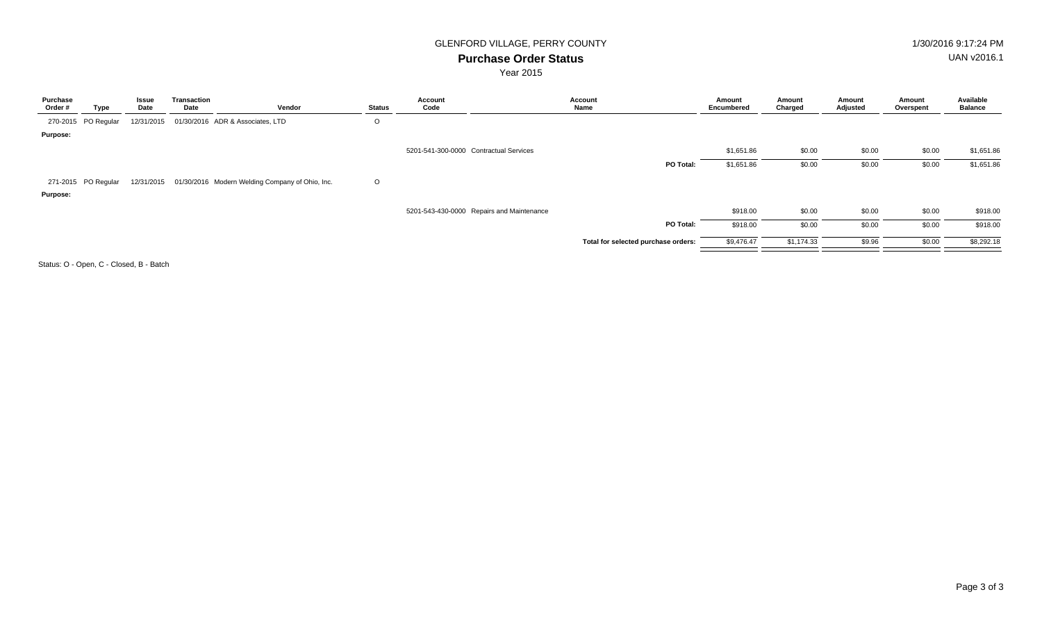GLENFORD VILLAGE, PERRY COUNTY

1/30/2016 9:17:24 PM

## Purchase Order Status

UAN v2016.1

Year 2015

| Purchase Order # | Type | Issue Date | Transaction Date | Vendor | Status | Account Code | Account Name | Amount Encumbered | Amount Charged | Amount Adjusted | Amount Overspent | Available Balance |
|---|---|---|---|---|---|---|---|---|---|---|---|---|
| 270-2015 | PO Regular | 12/31/2015 | 01/30/2016 | ADR & Associates, LTD | O | | | | | | | |
| **Purpose:** | | | | | | | | | | | | |
| | | | | | | 5201-541-300-0000 | Contractual Services | $1,651.86 | $0.00 | $0.00 | $0.00 | $1,651.86 |
| | | | | | | | **PO Total:** | $1,651.86 | $0.00 | $0.00 | $0.00 | $1,651.86 |
| 271-2015 | PO Regular | 12/31/2015 | 01/30/2016 | Modern Welding Company of Ohio, Inc. | O | | | | | | | |
| **Purpose:** | | | | | | | | | | | | |
| | | | | | | 5201-543-430-0000 | Repairs and Maintenance | $918.00 | $0.00 | $0.00 | $0.00 | $918.00 |
| | | | | | | | **PO Total:** | $918.00 | $0.00 | $0.00 | $0.00 | $918.00 |
| | | | | | | | **Total for selected purchase orders:** | $9,476.47 | $1,174.33 | $9.96 | $0.00 | $8,292.18 |

Status: O - Open, C - Closed, B - Batch